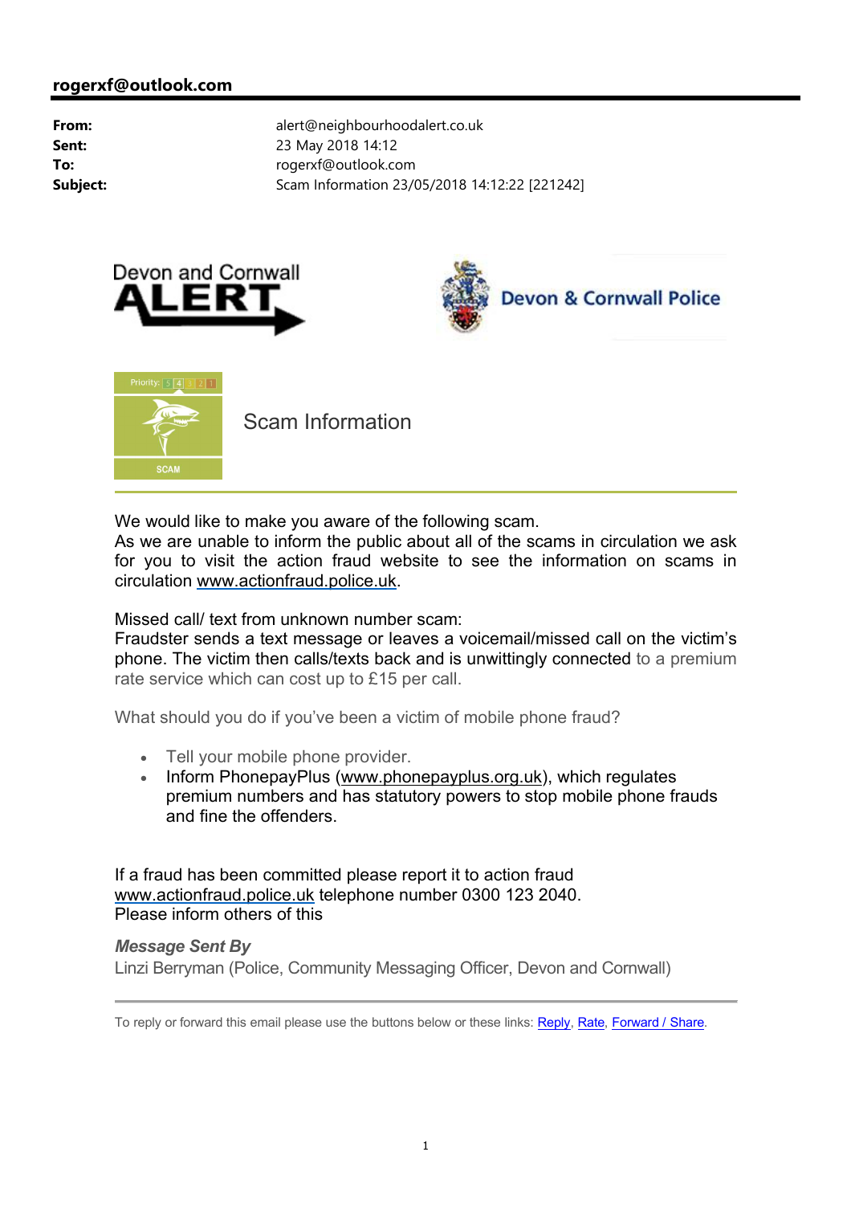**rogerxf@outlook.com**

| | |
|---|---|
| **From:** | alert@neighbourhoodalert.co.uk |
| **Sent:** | 23 May 2018 14:12 |
| **To:** | rogerxf@outlook.com |
| **Subject:** | Scam Information 23/05/2018 14:12:22 [221242] |

Devon and Cornwall ALERT

Devon & Cornwall Police

Priority: 5 4 3 2 1

SCAM

## Scam Information

We would like to make you aware of the following scam.
As we are unable to inform the public about all of the scams in circulation we ask for you to visit the action fraud website to see the information on scams in circulation www.actionfraud.police.uk.

Missed call/ text from unknown number scam:
Fraudster sends a text message or leaves a voicemail/missed call on the victim's phone. The victim then calls/texts back and is unwittingly connected to a premium rate service which can cost up to £15 per call.

What should you do if you've been a victim of mobile phone fraud?

- Tell your mobile phone provider.
- Inform PhonepayPlus (www.phonepayplus.org.uk), which regulates premium numbers and has statutory powers to stop mobile phone frauds and fine the offenders.

If a fraud has been committed please report it to action fraud www.actionfraud.police.uk telephone number 0300 123 2040.
Please inform others of this

***Message Sent By***
Linzi Berryman (Police, Community Messaging Officer, Devon and Cornwall)

To reply or forward this email please use the buttons below or these links: Reply, Rate, Forward / Share.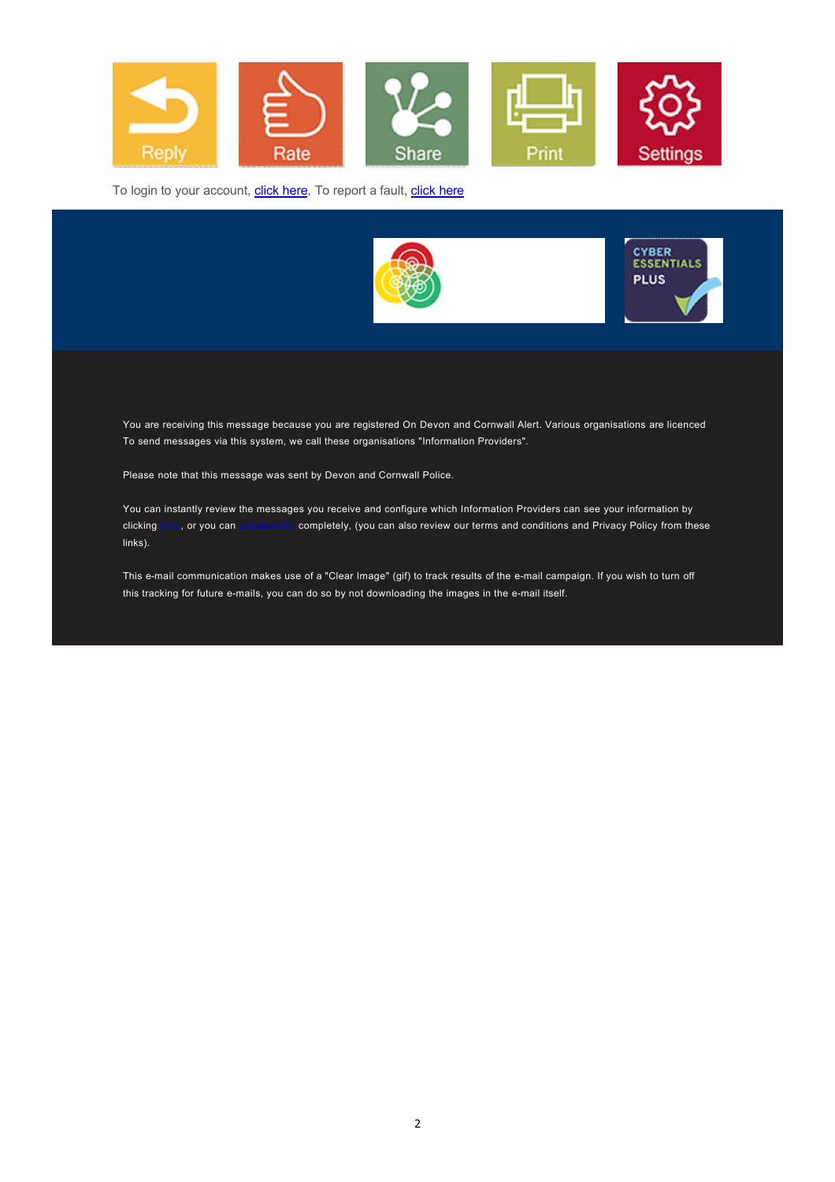Reply Rate Share Print Settings

To login to your account, click here, To report a fault, click here

You are receiving this message because you are registered On Devon and Cornwall Alert. Various organisations are licenced To send messages via this system, we call these organisations "Information Providers".

Please note that this message was sent by Devon and Cornwall Police.

You can instantly review the messages you receive and configure which Information Providers can see your information by clicking here, or you can unsubscribe completely, (you can also review our terms and conditions and Privacy Policy from these links).

This e-mail communication makes use of a "Clear Image" (gif) to track results of the e-mail campaign. If you wish to turn off this tracking for future e-mails, you can do so by not downloading the images in the e-mail itself.